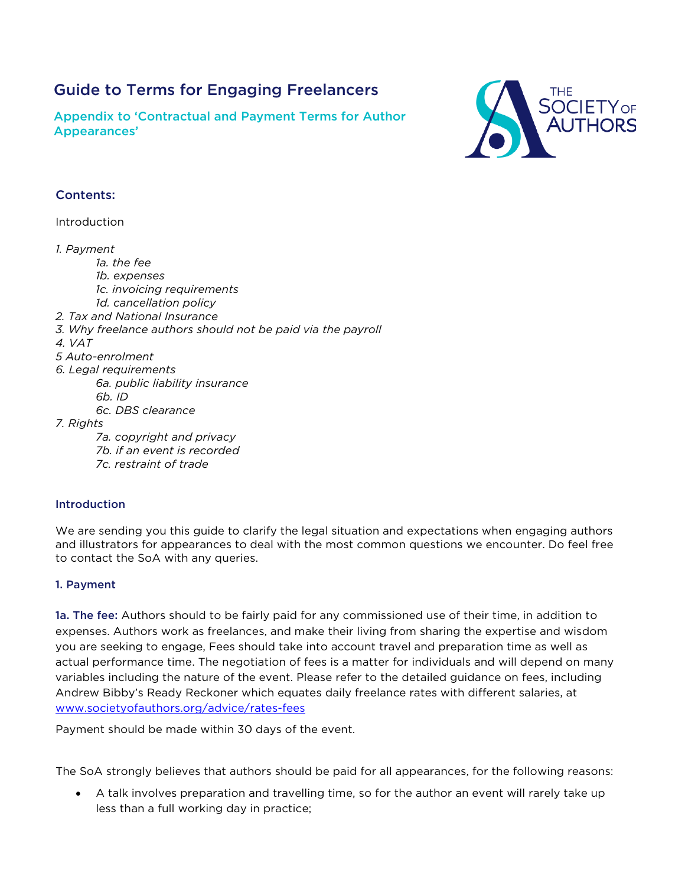# Guide to Terms for Engaging Freelancers

## Appendix to 'Contractual and Payment Terms for Author Appearances'

THE SOCIETY OF AUTHORS

### Contents:

Introduction

*1. Payment*
- *1a. the fee*
- *1b. expenses*
- *1c. invoicing requirements*
- *1d. cancellation policy*

*2. Tax and National Insurance*
*3. Why freelance authors should not be paid via the payroll*
*4. VAT*
*5 Auto-enrolment*
*6. Legal requirements*
- *6a. public liability insurance*
- *6b. ID*
- *6c. DBS clearance*

*7. Rights*
- *7a. copyright and privacy*
- *7b. if an event is recorded*
- *7c. restraint of trade*

### Introduction

We are sending you this guide to clarify the legal situation and expectations when engaging authors and illustrators for appearances to deal with the most common questions we encounter. Do feel free to contact the SoA with any queries.

### 1. Payment

**1a. The fee:** Authors should to be fairly paid for any commissioned use of their time, in addition to expenses. Authors work as freelances, and make their living from sharing the expertise and wisdom you are seeking to engage, Fees should take into account travel and preparation time as well as actual performance time. The negotiation of fees is a matter for individuals and will depend on many variables including the nature of the event. Please refer to the detailed guidance on fees, including Andrew Bibby's Ready Reckoner which equates daily freelance rates with different salaries, at [www.societyofauthors.org/advice/rates-fees](http://www.societyofauthors.org/advice/rates-fees)

Payment should be made within 30 days of the event.

The SoA strongly believes that authors should be paid for all appearances, for the following reasons:

- A talk involves preparation and travelling time, so for the author an event will rarely take up less than a full working day in practice;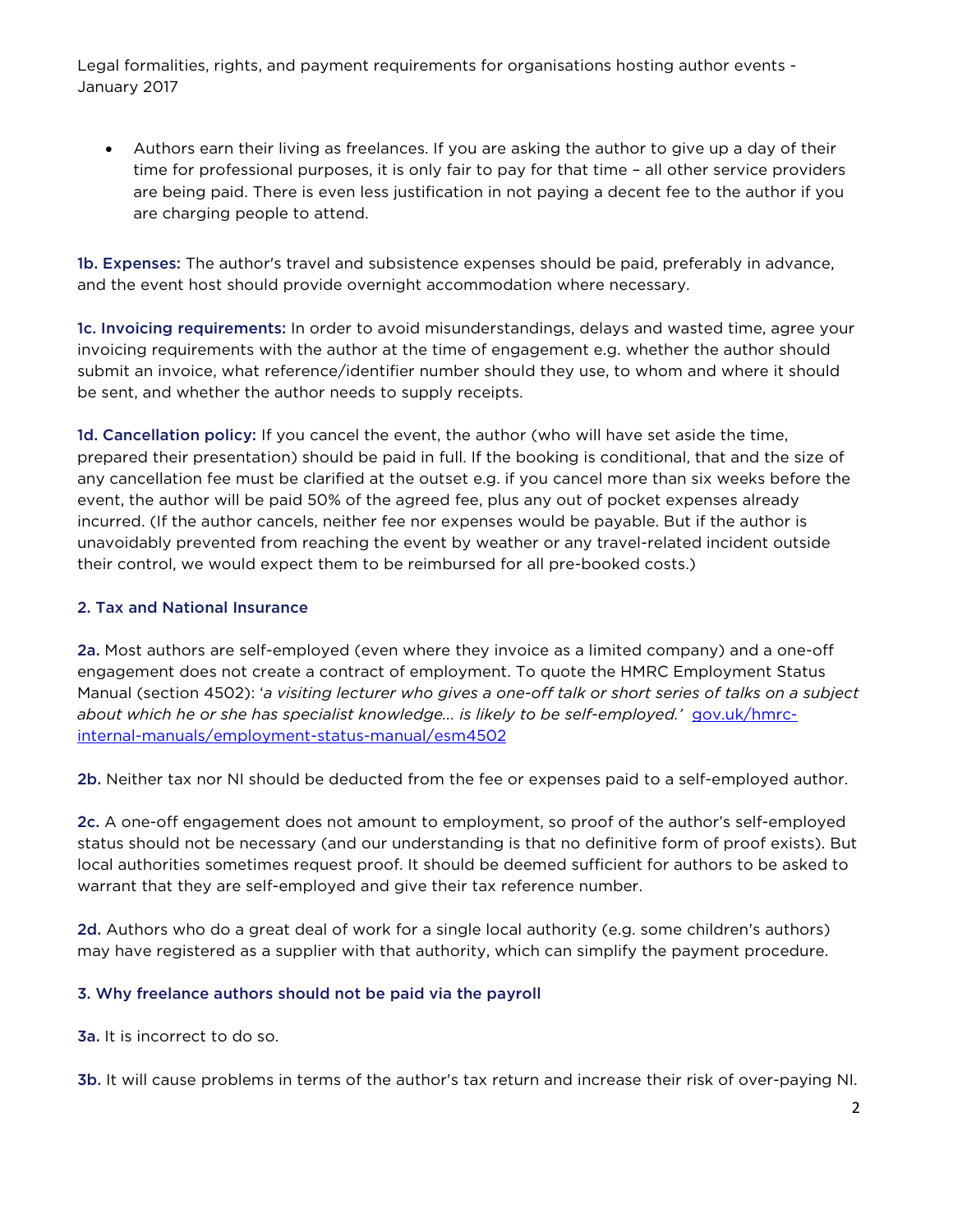- Authors earn their living as freelances. If you are asking the author to give up a day of their time for professional purposes, it is only fair to pay for that time – all other service providers are being paid. There is even less justification in not paying a decent fee to the author if you are charging people to attend.

**1b. Expenses:** The author's travel and subsistence expenses should be paid, preferably in advance, and the event host should provide overnight accommodation where necessary.

**1c. Invoicing requirements:** In order to avoid misunderstandings, delays and wasted time, agree your invoicing requirements with the author at the time of engagement e.g. whether the author should submit an invoice, what reference/identifier number should they use, to whom and where it should be sent, and whether the author needs to supply receipts.

**1d. Cancellation policy:** If you cancel the event, the author (who will have set aside the time, prepared their presentation) should be paid in full. If the booking is conditional, that and the size of any cancellation fee must be clarified at the outset e.g. if you cancel more than six weeks before the event, the author will be paid 50% of the agreed fee, plus any out of pocket expenses already incurred. (If the author cancels, neither fee nor expenses would be payable. But if the author is unavoidably prevented from reaching the event by weather or any travel-related incident outside their control, we would expect them to be reimbursed for all pre-booked costs.)

## 2. Tax and National Insurance

**2a.** Most authors are self-employed (even where they invoice as a limited company) and a one-off engagement does not create a contract of employment. To quote the HMRC Employment Status Manual (section 4502): '*a visiting lecturer who gives a one-off talk or short series of talks on a subject about which he or she has specialist knowledge… is likely to be self-employed.*' [gov.uk/hmrc-internal-manuals/employment-status-manual/esm4502](gov.uk/hmrc-internal-manuals/employment-status-manual/esm4502)

**2b.** Neither tax nor NI should be deducted from the fee or expenses paid to a self-employed author.

**2c.** A one-off engagement does not amount to employment, so proof of the author's self-employed status should not be necessary (and our understanding is that no definitive form of proof exists). But local authorities sometimes request proof. It should be deemed sufficient for authors to be asked to warrant that they are self-employed and give their tax reference number.

**2d.** Authors who do a great deal of work for a single local authority (e.g. some children's authors) may have registered as a supplier with that authority, which can simplify the payment procedure.

## 3. Why freelance authors should not be paid via the payroll

**3a.** It is incorrect to do so.

**3b.** It will cause problems in terms of the author's tax return and increase their risk of over-paying NI.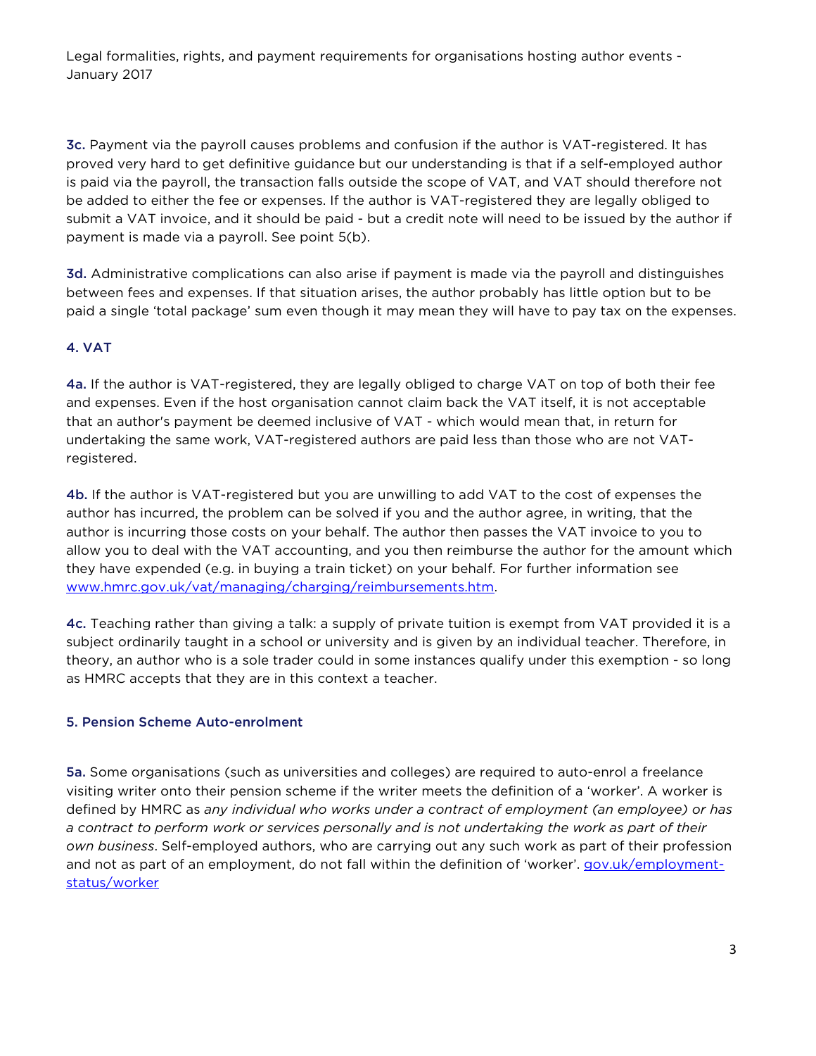**3c.** Payment via the payroll causes problems and confusion if the author is VAT-registered. It has proved very hard to get definitive guidance but our understanding is that if a self-employed author is paid via the payroll, the transaction falls outside the scope of VAT, and VAT should therefore not be added to either the fee or expenses. If the author is VAT-registered they are legally obliged to submit a VAT invoice, and it should be paid - but a credit note will need to be issued by the author if payment is made via a payroll. See point 5(b).

**3d.** Administrative complications can also arise if payment is made via the payroll and distinguishes between fees and expenses. If that situation arises, the author probably has little option but to be paid a single 'total package' sum even though it may mean they will have to pay tax on the expenses.

## 4. VAT

**4a.** If the author is VAT-registered, they are legally obliged to charge VAT on top of both their fee and expenses. Even if the host organisation cannot claim back the VAT itself, it is not acceptable that an author's payment be deemed inclusive of VAT - which would mean that, in return for undertaking the same work, VAT-registered authors are paid less than those who are not VAT-registered.

**4b.** If the author is VAT-registered but you are unwilling to add VAT to the cost of expenses the author has incurred, the problem can be solved if you and the author agree, in writing, that the author is incurring those costs on your behalf. The author then passes the VAT invoice to you to allow you to deal with the VAT accounting, and you then reimburse the author for the amount which they have expended (e.g. in buying a train ticket) on your behalf. For further information see [www.hmrc.gov.uk/vat/managing/charging/reimbursements.htm](www.hmrc.gov.uk/vat/managing/charging/reimbursements.htm).

**4c.** Teaching rather than giving a talk: a supply of private tuition is exempt from VAT provided it is a subject ordinarily taught in a school or university and is given by an individual teacher. Therefore, in theory, an author who is a sole trader could in some instances qualify under this exemption - so long as HMRC accepts that they are in this context a teacher.

## 5. Pension Scheme Auto-enrolment

**5a.** Some organisations (such as universities and colleges) are required to auto-enrol a freelance visiting writer onto their pension scheme if the writer meets the definition of a 'worker'. A worker is defined by HMRC as *any individual who works under a contract of employment (an employee) or has a contract to perform work or services personally and is not undertaking the work as part of their own business*. Self-employed authors, who are carrying out any such work as part of their profession and not as part of an employment, do not fall within the definition of 'worker'. [gov.uk/employment-status/worker](gov.uk/employment-status/worker)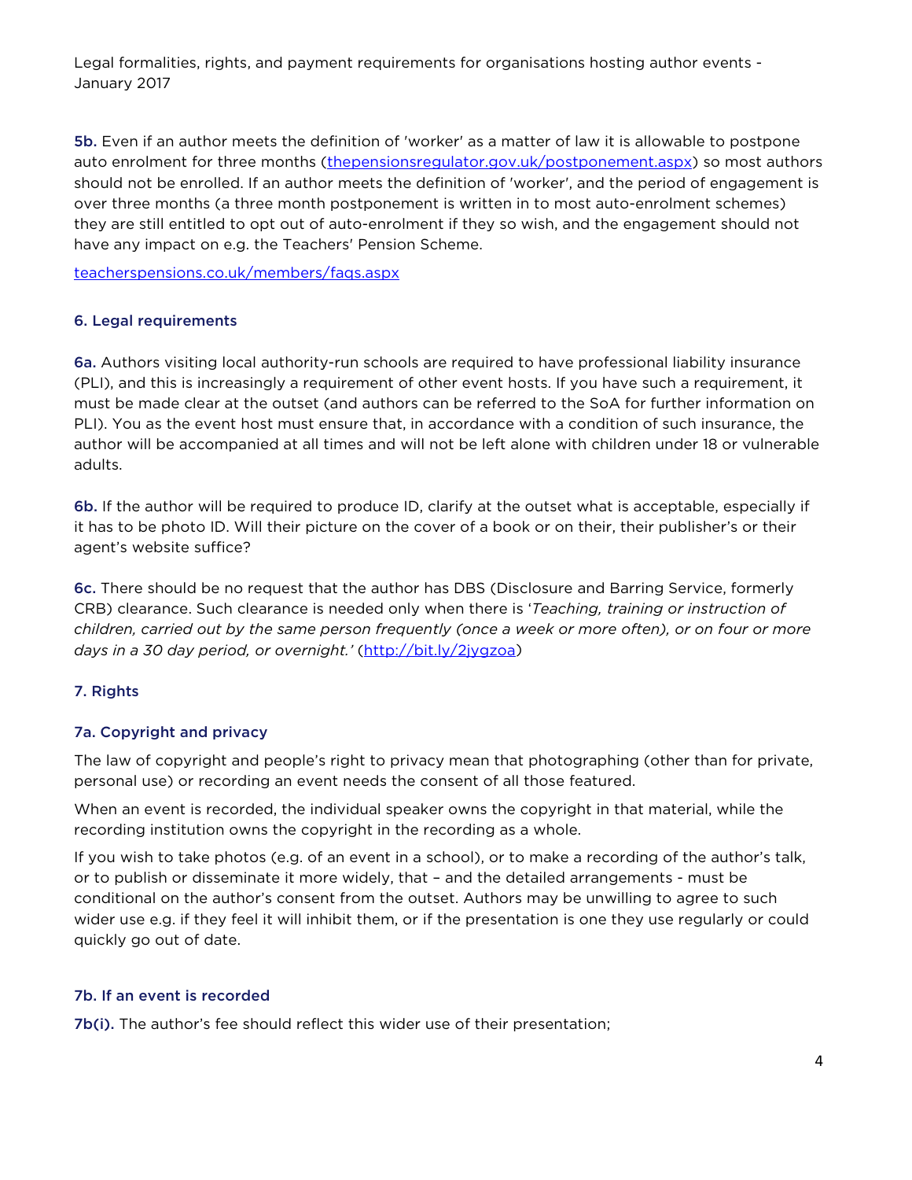**5b.** Even if an author meets the definition of 'worker' as a matter of law it is allowable to postpone auto enrolment for three months ([thepensionsregulator.gov.uk/postponement.aspx](thepensionsregulator.gov.uk/postponement.aspx)) so most authors should not be enrolled. If an author meets the definition of 'worker', and the period of engagement is over three months (a three month postponement is written in to most auto-enrolment schemes) they are still entitled to opt out of auto-enrolment if they so wish, and the engagement should not have any impact on e.g. the Teachers' Pension Scheme.

[teacherspensions.co.uk/members/faqs.aspx](teacherspensions.co.uk/members/faqs.aspx)

### 6. Legal requirements

**6a.** Authors visiting local authority-run schools are required to have professional liability insurance (PLI), and this is increasingly a requirement of other event hosts. If you have such a requirement, it must be made clear at the outset (and authors can be referred to the SoA for further information on PLI). You as the event host must ensure that, in accordance with a condition of such insurance, the author will be accompanied at all times and will not be left alone with children under 18 or vulnerable adults.

**6b.** If the author will be required to produce ID, clarify at the outset what is acceptable, especially if it has to be photo ID. Will their picture on the cover of a book or on their, their publisher's or their agent's website suffice?

**6c.** There should be no request that the author has DBS (Disclosure and Barring Service, formerly CRB) clearance. Such clearance is needed only when there is '*Teaching, training or instruction of children, carried out by the same person frequently (once a week or more often), or on four or more days in a 30 day period, or overnight.*' ([http://bit.ly/2jygzoa](http://bit.ly/2jygzoa))

### 7. Rights

#### 7a. Copyright and privacy

The law of copyright and people's right to privacy mean that photographing (other than for private, personal use) or recording an event needs the consent of all those featured.

When an event is recorded, the individual speaker owns the copyright in that material, while the recording institution owns the copyright in the recording as a whole.

If you wish to take photos (e.g. of an event in a school), or to make a recording of the author's talk, or to publish or disseminate it more widely, that – and the detailed arrangements - must be conditional on the author's consent from the outset. Authors may be unwilling to agree to such wider use e.g. if they feel it will inhibit them, or if the presentation is one they use regularly or could quickly go out of date.

#### 7b. If an event is recorded

**7b(i).** The author's fee should reflect this wider use of their presentation;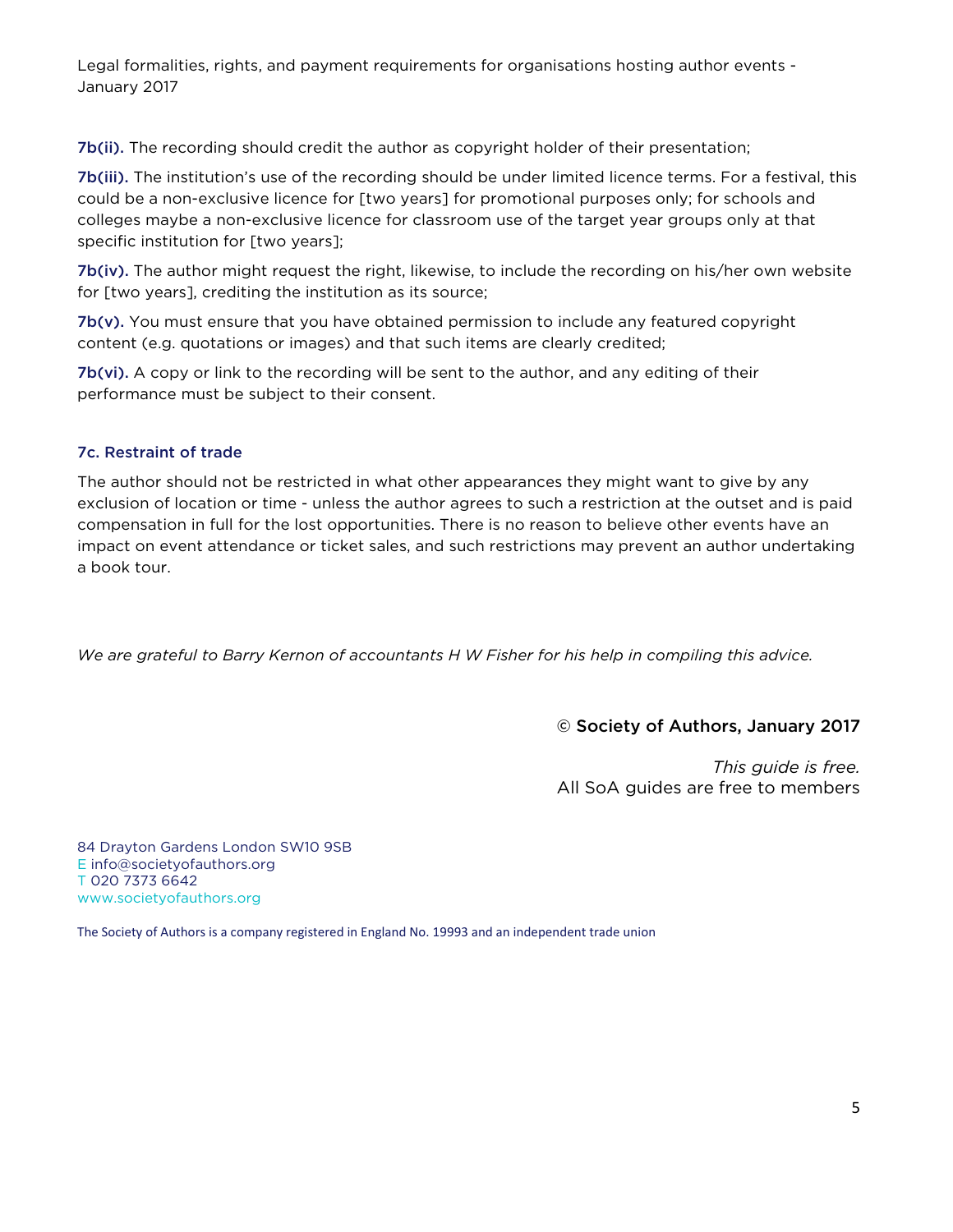**7b(ii).** The recording should credit the author as copyright holder of their presentation;

**7b(iii).** The institution's use of the recording should be under limited licence terms. For a festival, this could be a non-exclusive licence for [two years] for promotional purposes only; for schools and colleges maybe a non-exclusive licence for classroom use of the target year groups only at that specific institution for [two years];

**7b(iv).** The author might request the right, likewise, to include the recording on his/her own website for [two years], crediting the institution as its source;

**7b(v).** You must ensure that you have obtained permission to include any featured copyright content (e.g. quotations or images) and that such items are clearly credited;

**7b(vi).** A copy or link to the recording will be sent to the author, and any editing of their performance must be subject to their consent.

### 7c. Restraint of trade

The author should not be restricted in what other appearances they might want to give by any exclusion of location or time - unless the author agrees to such a restriction at the outset and is paid compensation in full for the lost opportunities. There is no reason to believe other events have an impact on event attendance or ticket sales, and such restrictions may prevent an author undertaking a book tour.

*We are grateful to Barry Kernon of accountants H W Fisher for his help in compiling this advice.*

© Society of Authors, January 2017

*This guide is free.*
All SoA guides are free to members

84 Drayton Gardens London SW10 9SB
E info@societyofauthors.org
T 020 7373 6642
www.societyofauthors.org

The Society of Authors is a company registered in England No. 19993 and an independent trade union